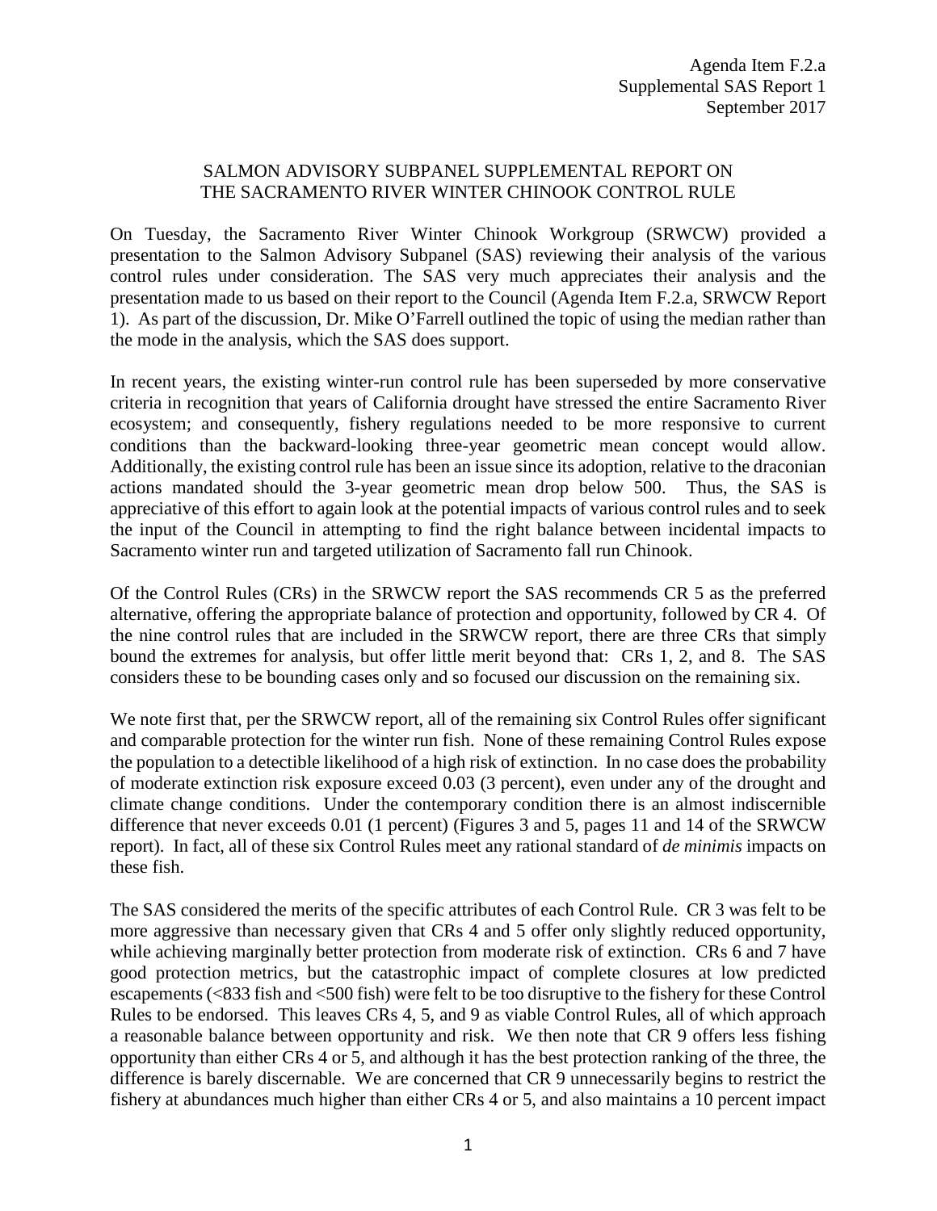Agenda Item F.2.a
Supplemental SAS Report 1
September 2017

# SALMON ADVISORY SUBPANEL SUPPLEMENTAL REPORT ON THE SACRAMENTO RIVER WINTER CHINOOK CONTROL RULE

On Tuesday, the Sacramento River Winter Chinook Workgroup (SRWCW) provided a presentation to the Salmon Advisory Subpanel (SAS) reviewing their analysis of the various control rules under consideration. The SAS very much appreciates their analysis and the presentation made to us based on their report to the Council (Agenda Item F.2.a, SRWCW Report 1). As part of the discussion, Dr. Mike O'Farrell outlined the topic of using the median rather than the mode in the analysis, which the SAS does support.

In recent years, the existing winter-run control rule has been superseded by more conservative criteria in recognition that years of California drought have stressed the entire Sacramento River ecosystem; and consequently, fishery regulations needed to be more responsive to current conditions than the backward-looking three-year geometric mean concept would allow. Additionally, the existing control rule has been an issue since its adoption, relative to the draconian actions mandated should the 3-year geometric mean drop below 500. Thus, the SAS is appreciative of this effort to again look at the potential impacts of various control rules and to seek the input of the Council in attempting to find the right balance between incidental impacts to Sacramento winter run and targeted utilization of Sacramento fall run Chinook.

Of the Control Rules (CRs) in the SRWCW report the SAS recommends CR 5 as the preferred alternative, offering the appropriate balance of protection and opportunity, followed by CR 4. Of the nine control rules that are included in the SRWCW report, there are three CRs that simply bound the extremes for analysis, but offer little merit beyond that: CRs 1, 2, and 8. The SAS considers these to be bounding cases only and so focused our discussion on the remaining six.

We note first that, per the SRWCW report, all of the remaining six Control Rules offer significant and comparable protection for the winter run fish. None of these remaining Control Rules expose the population to a detectible likelihood of a high risk of extinction. In no case does the probability of moderate extinction risk exposure exceed 0.03 (3 percent), even under any of the drought and climate change conditions. Under the contemporary condition there is an almost indiscernible difference that never exceeds 0.01 (1 percent) (Figures 3 and 5, pages 11 and 14 of the SRWCW report). In fact, all of these six Control Rules meet any rational standard of *de minimis* impacts on these fish.

The SAS considered the merits of the specific attributes of each Control Rule. CR 3 was felt to be more aggressive than necessary given that CRs 4 and 5 offer only slightly reduced opportunity, while achieving marginally better protection from moderate risk of extinction. CRs 6 and 7 have good protection metrics, but the catastrophic impact of complete closures at low predicted escapements (<833 fish and <500 fish) were felt to be too disruptive to the fishery for these Control Rules to be endorsed. This leaves CRs 4, 5, and 9 as viable Control Rules, all of which approach a reasonable balance between opportunity and risk. We then note that CR 9 offers less fishing opportunity than either CRs 4 or 5, and although it has the best protection ranking of the three, the difference is barely discernable. We are concerned that CR 9 unnecessarily begins to restrict the fishery at abundances much higher than either CRs 4 or 5, and also maintains a 10 percent impact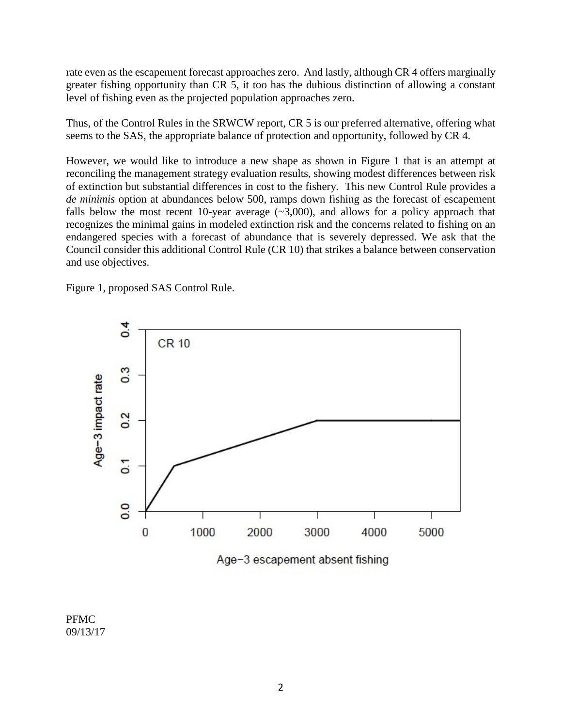rate even as the escapement forecast approaches zero. And lastly, although CR 4 offers marginally greater fishing opportunity than CR 5, it too has the dubious distinction of allowing a constant level of fishing even as the projected population approaches zero.

Thus, of the Control Rules in the SRWCW report, CR 5 is our preferred alternative, offering what seems to the SAS, the appropriate balance of protection and opportunity, followed by CR 4.

However, we would like to introduce a new shape as shown in Figure 1 that is an attempt at reconciling the management strategy evaluation results, showing modest differences between risk of extinction but substantial differences in cost to the fishery. This new Control Rule provides a *de minimis* option at abundances below 500, ramps down fishing as the forecast of escapement falls below the most recent 10-year average (~3,000), and allows for a policy approach that recognizes the minimal gains in modeled extinction risk and the concerns related to fishing on an endangered species with a forecast of abundance that is severely depressed. We ask that the Council consider this additional Control Rule (CR 10) that strikes a balance between conservation and use objectives.

Figure 1, proposed SAS Control Rule.

CR 10

Age−3 impact rate

0.0
0.1
0.2
0.3
0.4

0
1000
2000
3000
4000
5000

Age−3 escapement absent fishing

PFMC
09/13/17